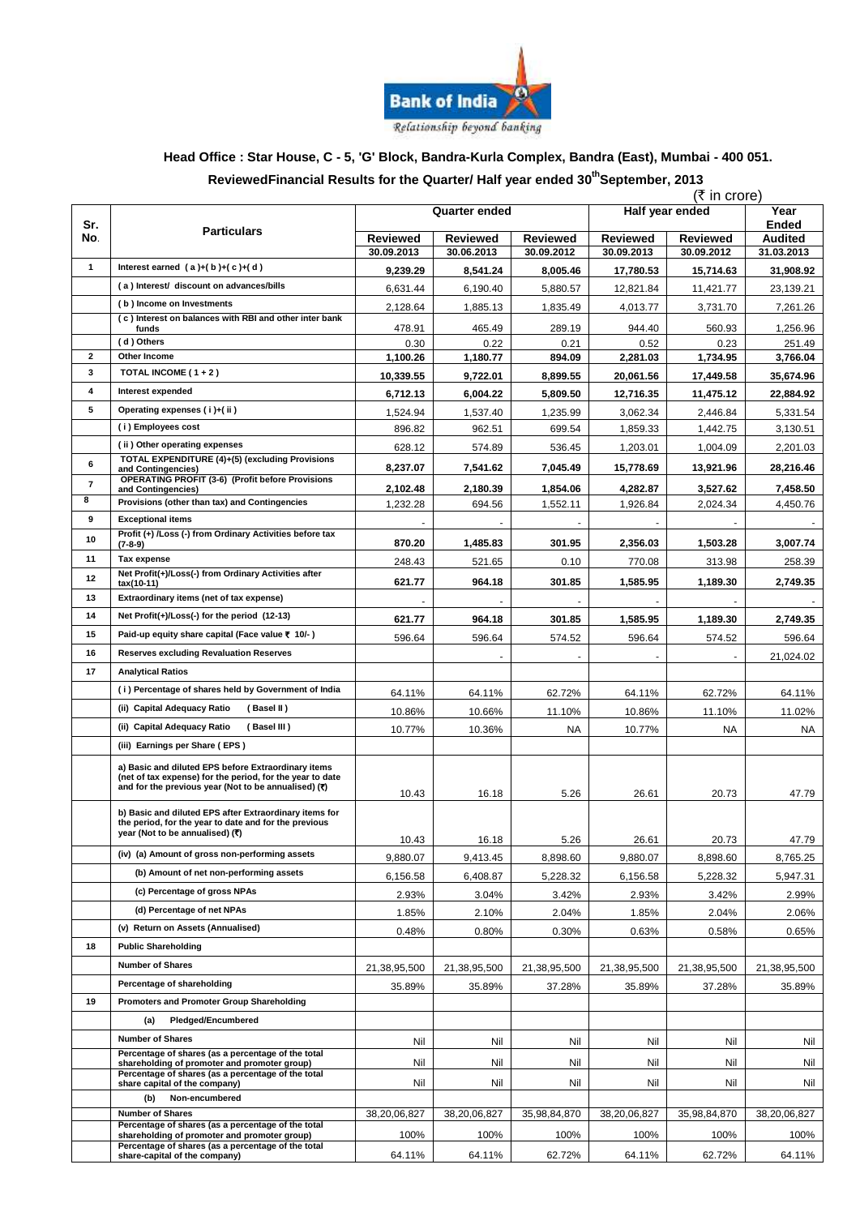Bank of India
Relationship beyond banking

**Head Office : Star House, C - 5, 'G' Block, Bandra-Kurla Complex, Bandra (East), Mumbai - 400 051.**

## ReviewedFinancial Results for the Quarter/ Half year ended 30th September, 2013

(₹ in crore)

| Sr. No. | Particulars | Quarter ended | | | Half year ended | | Year Ended |
|---|---|---|---|---|---|---|---|
| | | Reviewed 30.09.2013 | Reviewed 30.06.2013 | Reviewed 30.09.2012 | Reviewed 30.09.2013 | Reviewed 30.09.2012 | Audited 31.03.2013 |
| 1 | Interest earned ( a )+( b )+( c )+( d ) | 9,239.29 | 8,541.24 | 8,005.46 | 17,780.53 | 15,714.63 | 31,908.92 |
| | ( a ) Interest/ discount on advances/bills | 6,631.44 | 6,190.40 | 5,880.57 | 12,821.84 | 11,421.77 | 23,139.21 |
| | ( b ) Income on Investments | 2,128.64 | 1,885.13 | 1,835.49 | 4,013.77 | 3,731.70 | 7,261.26 |
| | ( c ) Interest on balances with RBI and other inter bank funds | 478.91 | 465.49 | 289.19 | 944.40 | 560.93 | 1,256.96 |
| | ( d ) Others | 0.30 | 0.22 | 0.21 | 0.52 | 0.23 | 251.49 |
| 2 | Other Income | 1,100.26 | 1,180.77 | 894.09 | 2,281.03 | 1,734.95 | 3,766.04 |
| 3 | TOTAL INCOME ( 1 + 2 ) | 10,339.55 | 9,722.01 | 8,899.55 | 20,061.56 | 17,449.58 | 35,674.96 |
| 4 | Interest expended | 6,712.13 | 6,004.22 | 5,809.50 | 12,716.35 | 11,475.12 | 22,884.92 |
| 5 | Operating expenses ( i )+( ii ) | 1,524.94 | 1,537.40 | 1,235.99 | 3,062.34 | 2,446.84 | 5,331.54 |
| | ( i ) Employees cost | 896.82 | 962.51 | 699.54 | 1,859.33 | 1,442.75 | 3,130.51 |
| | ( ii ) Other operating expenses | 628.12 | 574.89 | 536.45 | 1,203.01 | 1,004.09 | 2,201.03 |
| 6 | TOTAL EXPENDITURE (4)+(5) (excluding Provisions and Contingencies) | 8,237.07 | 7,541.62 | 7,045.49 | 15,778.69 | 13,921.96 | 28,216.46 |
| 7 | OPERATING PROFIT (3-6) (Profit before Provisions and Contingencies) | 2,102.48 | 2,180.39 | 1,854.06 | 4,282.87 | 3,527.62 | 7,458.50 |
| 8 | Provisions (other than tax) and Contingencies | 1,232.28 | 694.56 | 1,552.11 | 1,926.84 | 2,024.34 | 4,450.76 |
| 9 | Exceptional items | - | - | - | - | - | - |
| 10 | Profit (+) /Loss (-) from Ordinary Activities before tax (7-8-9) | 870.20 | 1,485.83 | 301.95 | 2,356.03 | 1,503.28 | 3,007.74 |
| 11 | Tax expense | 248.43 | 521.65 | 0.10 | 770.08 | 313.98 | 258.39 |
| 12 | Net Profit(+)/Loss(-) from Ordinary Activities after tax(10-11) | 621.77 | 964.18 | 301.85 | 1,585.95 | 1,189.30 | 2,749.35 |
| 13 | Extraordinary items (net of tax expense) | - | - | - | - | - | - |
| 14 | Net Profit(+)/Loss(-) for the period (12-13) | 621.77 | 964.18 | 301.85 | 1,585.95 | 1,189.30 | 2,749.35 |
| 15 | Paid-up equity share capital (Face value ₹ 10/- ) | 596.64 | 596.64 | 574.52 | 596.64 | 574.52 | 596.64 |
| 16 | Reserves excluding Revaluation Reserves | | - | - | - | - | 21,024.02 |
| 17 | Analytical Ratios | | | | | | |
| | ( i ) Percentage of shares held by Government of India | 64.11% | 64.11% | 62.72% | 64.11% | 62.72% | 64.11% |
| | (ii) Capital Adequacy Ratio ( Basel II ) | 10.86% | 10.66% | 11.10% | 10.86% | 11.10% | 11.02% |
| | (ii) Capital Adequacy Ratio ( Basel III ) | 10.77% | 10.36% | NA | 10.77% | NA | NA |
| | (iii) Earnings per Share ( EPS ) | | | | | | |
| | a) Basic and diluted EPS before Extraordinary items (net of tax expense) for the period, for the year to date and for the previous year (Not to be annualised) (₹) | 10.43 | 16.18 | 5.26 | 26.61 | 20.73 | 47.79 |
| | b) Basic and diluted EPS after Extraordinary items for the period, for the year to date and for the previous year (Not to be annualised) (₹) | 10.43 | 16.18 | 5.26 | 26.61 | 20.73 | 47.79 |
| | (iv) (a) Amount of gross non-performing assets | 9,880.07 | 9,413.45 | 8,898.60 | 9,880.07 | 8,898.60 | 8,765.25 |
| | (b) Amount of net non-performing assets | 6,156.58 | 6,408.87 | 5,228.32 | 6,156.58 | 5,228.32 | 5,947.31 |
| | (c) Percentage of gross NPAs | 2.93% | 3.04% | 3.42% | 2.93% | 3.42% | 2.99% |
| | (d) Percentage of net NPAs | 1.85% | 2.10% | 2.04% | 1.85% | 2.04% | 2.06% |
| | (v) Return on Assets (Annualised) | 0.48% | 0.80% | 0.30% | 0.63% | 0.58% | 0.65% |
| 18 | Public Shareholding | | | | | | |
| | Number of Shares | 21,38,95,500 | 21,38,95,500 | 21,38,95,500 | 21,38,95,500 | 21,38,95,500 | 21,38,95,500 |
| | Percentage of shareholding | 35.89% | 35.89% | 37.28% | 35.89% | 37.28% | 35.89% |
| 19 | Promoters and Promoter Group Shareholding | | | | | | |
| | (a) Pledged/Encumbered | | | | | | |
| | Number of Shares | Nil | Nil | Nil | Nil | Nil | Nil |
| | Percentage of shares (as a percentage of the total shareholding of promoter and promoter group) | Nil | Nil | Nil | Nil | Nil | Nil |
| | Percentage of shares (as a percentage of the total share capital of the company) | Nil | Nil | Nil | Nil | Nil | Nil |
| | (b) Non-encumbered | | | | | | |
| | Number of Shares | 38,20,06,827 | 38,20,06,827 | 35,98,84,870 | 38,20,06,827 | 35,98,84,870 | 38,20,06,827 |
| | Percentage of shares (as a percentage of the total shareholding of promoter and promoter group) | 100% | 100% | 100% | 100% | 100% | 100% |
| | Percentage of shares (as a percentage of the total share-capital of the company) | 64.11% | 64.11% | 62.72% | 64.11% | 62.72% | 64.11% |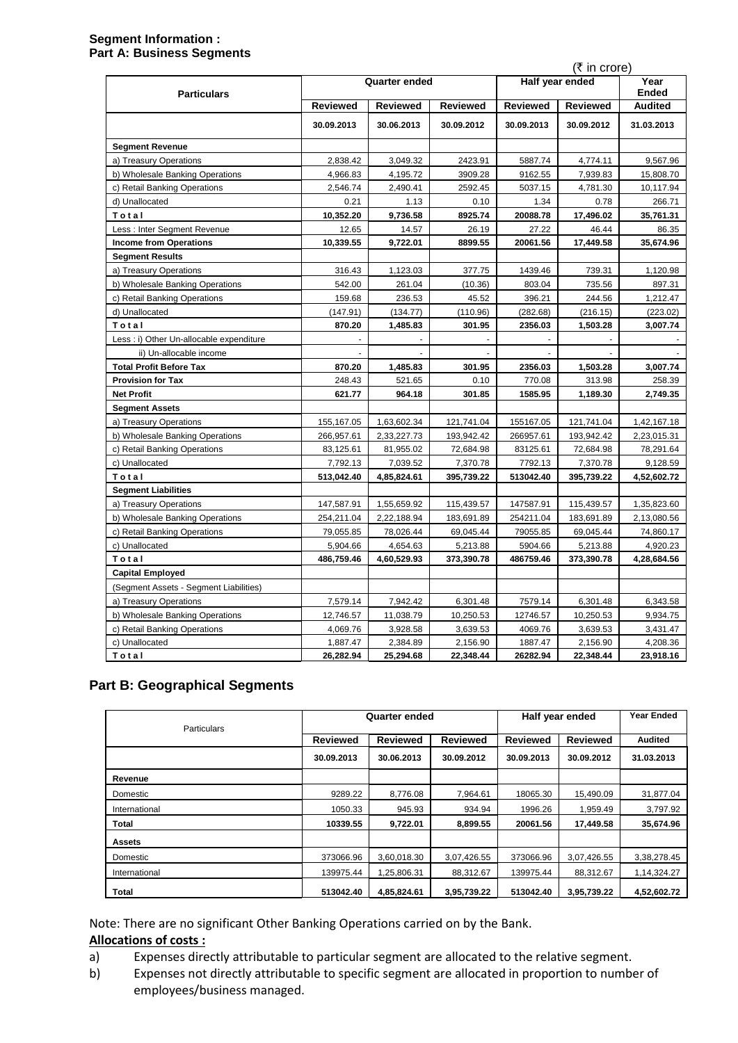## Segment Information :
## Part A: Business Segments

(₹ in crore)

| Particulars | Quarter ended | | | Half year ended | | Year Ended |
|---|---|---|---|---|---|---|
| | Reviewed | Reviewed | Reviewed | Reviewed | Reviewed | Audited |
| | 30.09.2013 | 30.06.2013 | 30.09.2012 | 30.09.2013 | 30.09.2012 | 31.03.2013 |
| **Segment Revenue** | | | | | | |
| a) Treasury Operations | 2,838.42 | 3,049.32 | 2423.91 | 5887.74 | 4,774.11 | 9,567.96 |
| b) Wholesale Banking Operations | 4,966.83 | 4,195.72 | 3909.28 | 9162.55 | 7,939.83 | 15,808.70 |
| c) Retail Banking Operations | 2,546.74 | 2,490.41 | 2592.45 | 5037.15 | 4,781.30 | 10,117.94 |
| d) Unallocated | 0.21 | 1.13 | 0.10 | 1.34 | 0.78 | 266.71 |
| **Total** | **10,352.20** | **9,736.58** | **8925.74** | **20088.78** | **17,496.02** | **35,761.31** |
| Less : Inter Segment Revenue | 12.65 | 14.57 | 26.19 | 27.22 | 46.44 | 86.35 |
| **Income from Operations** | **10,339.55** | **9,722.01** | **8899.55** | **20061.56** | **17,449.58** | **35,674.96** |
| **Segment Results** | | | | | | |
| a) Treasury Operations | 316.43 | 1,123.03 | 377.75 | 1439.46 | 739.31 | 1,120.98 |
| b) Wholesale Banking Operations | 542.00 | 261.04 | (10.36) | 803.04 | 735.56 | 897.31 |
| c) Retail Banking Operations | 159.68 | 236.53 | 45.52 | 396.21 | 244.56 | 1,212.47 |
| d) Unallocated | (147.91) | (134.77) | (110.96) | (282.68) | (216.15) | (223.02) |
| **Total** | **870.20** | **1,485.83** | **301.95** | **2356.03** | **1,503.28** | **3,007.74** |
| Less : i) Other Un-allocable expenditure | - | - | - | - | - | - |
| ii) Un-allocable income | - | - | - | - | - | - |
| **Total Profit Before Tax** | **870.20** | **1,485.83** | **301.95** | **2356.03** | **1,503.28** | **3,007.74** |
| **Provision for Tax** | **248.43** | **521.65** | **0.10** | **770.08** | **313.98** | **258.39** |
| **Net Profit** | **621.77** | **964.18** | **301.85** | **1585.95** | **1,189.30** | **2,749.35** |
| **Segment Assets** | | | | | | |
| a) Treasury Operations | 155,167.05 | 1,63,602.34 | 121,741.04 | 155167.05 | 121,741.04 | 1,42,167.18 |
| b) Wholesale Banking Operations | 266,957.61 | 2,33,227.73 | 193,942.42 | 266957.61 | 193,942.42 | 2,23,015.31 |
| c) Retail Banking Operations | 83,125.61 | 81,955.02 | 72,684.98 | 83125.61 | 72,684.98 | 78,291.64 |
| c) Unallocated | 7,792.13 | 7,039.52 | 7,370.78 | 7792.13 | 7,370.78 | 9,128.59 |
| **Total** | **513,042.40** | **4,85,824.61** | **395,739.22** | **513042.40** | **395,739.22** | **4,52,602.72** |
| **Segment Liabilities** | | | | | | |
| a) Treasury Operations | 147,587.91 | 1,55,659.92 | 115,439.57 | 147587.91 | 115,439.57 | 1,35,823.60 |
| b) Wholesale Banking Operations | 254,211.04 | 2,22,188.94 | 183,691.89 | 254211.04 | 183,691.89 | 2,13,080.56 |
| c) Retail Banking Operations | 79,055.85 | 78,026.44 | 69,045.44 | 79055.85 | 69,045.44 | 74,860.17 |
| c) Unallocated | 5,904.66 | 4,654.63 | 5,213.88 | 5904.66 | 5,213.88 | 4,920.23 |
| **Total** | **486,759.46** | **4,60,529.93** | **373,390.78** | **486759.46** | **373,390.78** | **4,28,684.56** |
| **Capital Employed** | | | | | | |
| (Segment Assets - Segment Liabilities) | | | | | | |
| a) Treasury Operations | 7,579.14 | 7,942.42 | 6,301.48 | 7579.14 | 6,301.48 | 6,343.58 |
| b) Wholesale Banking Operations | 12,746.57 | 11,038.79 | 10,250.53 | 12746.57 | 10,250.53 | 9,934.75 |
| c) Retail Banking Operations | 4,069.76 | 3,928.58 | 3,639.53 | 4069.76 | 3,639.53 | 3,431.47 |
| c) Unallocated | 1,887.47 | 2,384.89 | 2,156.90 | 1887.47 | 2,156.90 | 4,208.36 |
| **Total** | **26,282.94** | **25,294.68** | **22,348.44** | **26282.94** | **22,348.44** | **23,918.16** |

## Part B: Geographical Segments

| Particulars | Quarter ended | | | Half year ended | | Year Ended |
|---|---|---|---|---|---|---|
| | Reviewed | Reviewed | Reviewed | Reviewed | Reviewed | Audited |
| | 30.09.2013 | 30.06.2013 | 30.09.2012 | 30.09.2013 | 30.09.2012 | 31.03.2013 |
| **Revenue** | | | | | | |
| Domestic | 9289.22 | 8,776.08 | 7,964.61 | 18065.30 | 15,490.09 | 31,877.04 |
| International | 1050.33 | 945.93 | 934.94 | 1996.26 | 1,959.49 | 3,797.92 |
| **Total** | **10339.55** | **9,722.01** | **8,899.55** | **20061.56** | **17,449.58** | **35,674.96** |
| **Assets** | | | | | | |
| Domestic | 373066.96 | 3,60,018.30 | 3,07,426.55 | 373066.96 | 3,07,426.55 | 3,38,278.45 |
| International | 139975.44 | 1,25,806.31 | 88,312.67 | 139975.44 | 88,312.67 | 1,14,324.27 |
| **Total** | **513042.40** | **4,85,824.61** | **3,95,739.22** | **513042.40** | **3,95,739.22** | **4,52,602.72** |

Note: There are no significant Other Banking Operations carried on by the Bank.

**Allocations of costs :**

a) Expenses directly attributable to particular segment are allocated to the relative segment.

b) Expenses not directly attributable to specific segment are allocated in proportion to number of employees/business managed.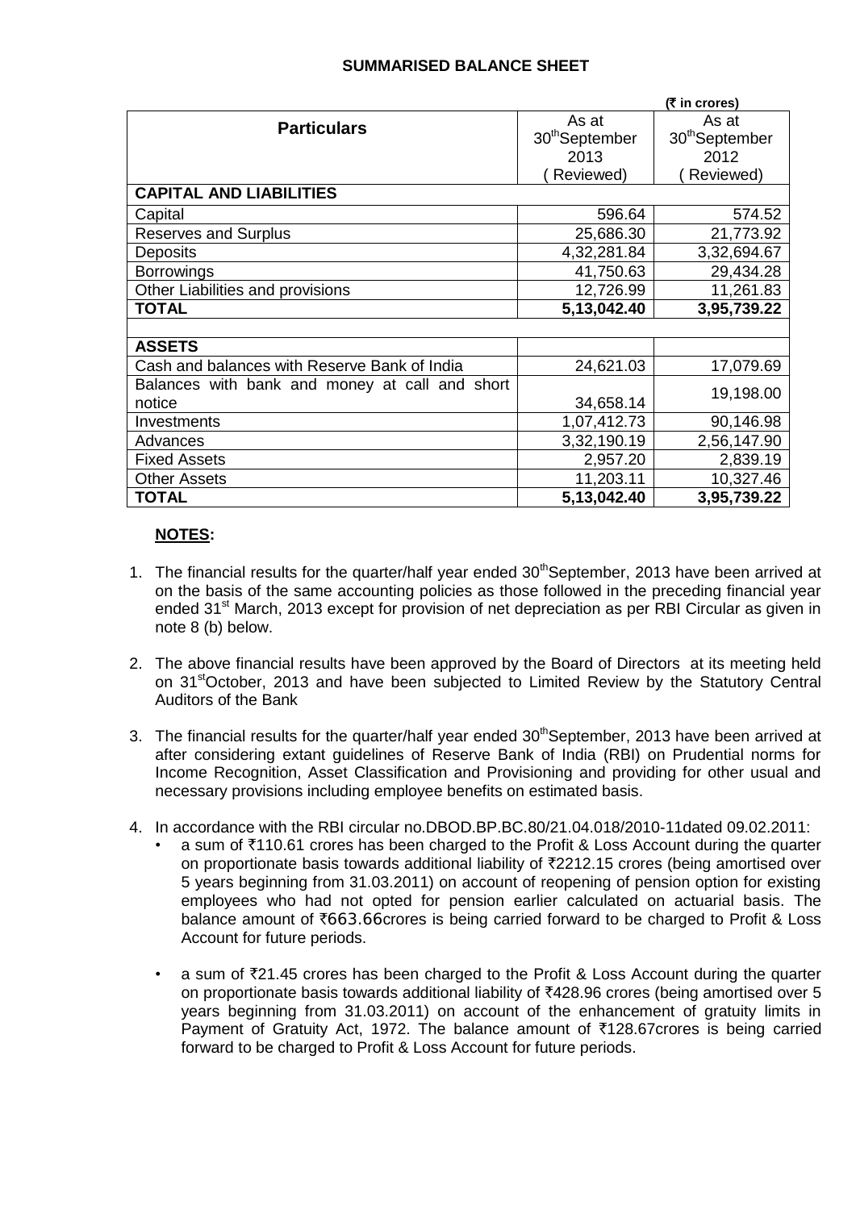## SUMMARISED BALANCE SHEET

(₹ in crores)

| Particulars | As at 30[th]September 2013 (Reviewed) | As at 30[th]September 2012 (Reviewed) |
|---|---|---|
| **CAPITAL AND LIABILITIES** | | |
| Capital | 596.64 | 574.52 |
| Reserves and Surplus | 25,686.30 | 21,773.92 |
| Deposits | 4,32,281.84 | 3,32,694.67 |
| Borrowings | 41,750.63 | 29,434.28 |
| Other Liabilities and provisions | 12,726.99 | 11,261.83 |
| **TOTAL** | **5,13,042.40** | **3,95,739.22** |
| | | |
| **ASSETS** | | |
| Cash and balances with Reserve Bank of India | 24,621.03 | 17,079.69 |
| Balances with bank and money at call and short notice | 34,658.14 | 19,198.00 |
| Investments | 1,07,412.73 | 90,146.98 |
| Advances | 3,32,190.19 | 2,56,147.90 |
| Fixed Assets | 2,957.20 | 2,839.19 |
| Other Assets | 11,203.11 | 10,327.46 |
| **TOTAL** | **5,13,042.40** | **3,95,739.22** |

**NOTES:**

1. The financial results for the quarter/half year ended 30[th]September, 2013 have been arrived at on the basis of the same accounting policies as those followed in the preceding financial year ended 31[st] March, 2013 except for provision of net depreciation as per RBI Circular as given in note 8 (b) below.

2. The above financial results have been approved by the Board of Directors at its meeting held on 31[st]October, 2013 and have been subjected to Limited Review by the Statutory Central Auditors of the Bank

3. The financial results for the quarter/half year ended 30[th]September, 2013 have been arrived at after considering extant guidelines of Reserve Bank of India (RBI) on Prudential norms for Income Recognition, Asset Classification and Provisioning and providing for other usual and necessary provisions including employee benefits on estimated basis.

4. In accordance with the RBI circular no.DBOD.BP.BC.80/21.04.018/2010-11dated 09.02.2011:
   - a sum of ₹110.61 crores has been charged to the Profit & Loss Account during the quarter on proportionate basis towards additional liability of ₹2212.15 crores (being amortised over 5 years beginning from 31.03.2011) on account of reopening of pension option for existing employees who had not opted for pension earlier calculated on actuarial basis. The balance amount of ₹663.66crores is being carried forward to be charged to Profit & Loss Account for future periods.

   - a sum of ₹21.45 crores has been charged to the Profit & Loss Account during the quarter on proportionate basis towards additional liability of ₹428.96 crores (being amortised over 5 years beginning from 31.03.2011) on account of the enhancement of gratuity limits in Payment of Gratuity Act, 1972. The balance amount of ₹128.67crores is being carried forward to be charged to Profit & Loss Account for future periods.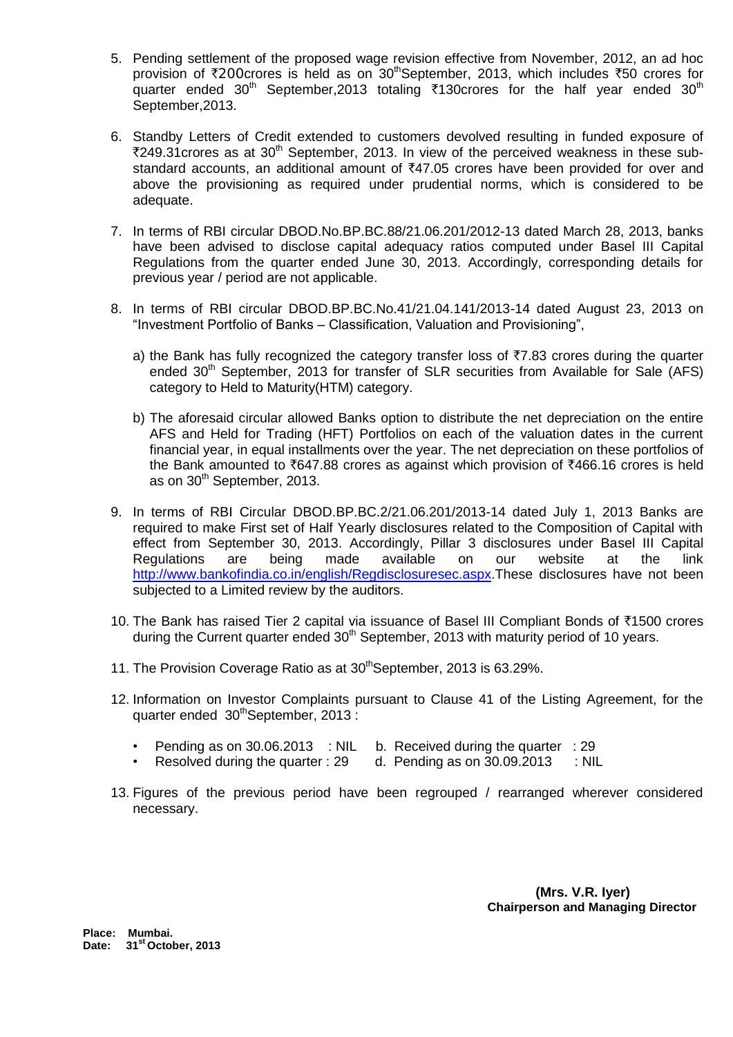5. Pending settlement of the proposed wage revision effective from November, 2012, an ad hoc provision of ₹200crores is held as on 30th September, 2013, which includes ₹50 crores for quarter ended 30th September,2013 totaling ₹130crores for the half year ended 30th September,2013.

6. Standby Letters of Credit extended to customers devolved resulting in funded exposure of ₹249.31crores as at 30th September, 2013. In view of the perceived weakness in these sub-standard accounts, an additional amount of ₹47.05 crores have been provided for over and above the provisioning as required under prudential norms, which is considered to be adequate.

7. In terms of RBI circular DBOD.No.BP.BC.88/21.06.201/2012-13 dated March 28, 2013, banks have been advised to disclose capital adequacy ratios computed under Basel III Capital Regulations from the quarter ended June 30, 2013. Accordingly, corresponding details for previous year / period are not applicable.

8. In terms of RBI circular DBOD.BP.BC.No.41/21.04.141/2013-14 dated August 23, 2013 on "Investment Portfolio of Banks – Classification, Valuation and Provisioning",

   a) the Bank has fully recognized the category transfer loss of ₹7.83 crores during the quarter ended 30th September, 2013 for transfer of SLR securities from Available for Sale (AFS) category to Held to Maturity(HTM) category.

   b) The aforesaid circular allowed Banks option to distribute the net depreciation on the entire AFS and Held for Trading (HFT) Portfolios on each of the valuation dates in the current financial year, in equal installments over the year. The net depreciation on these portfolios of the Bank amounted to ₹647.88 crores as against which provision of ₹466.16 crores is held as on 30th September, 2013.

9. In terms of RBI Circular DBOD.BP.BC.2/21.06.201/2013-14 dated July 1, 2013 Banks are required to make First set of Half Yearly disclosures related to the Composition of Capital with effect from September 30, 2013. Accordingly, Pillar 3 disclosures under Basel III Capital Regulations are being made available on our website at the link http://www.bankofindia.co.in/english/Regdisclosuresec.aspx.These disclosures have not been subjected to a Limited review by the auditors.

10. The Bank has raised Tier 2 capital via issuance of Basel III Compliant Bonds of ₹1500 crores during the Current quarter ended 30th September, 2013 with maturity period of 10 years.

11. The Provision Coverage Ratio as at 30th September, 2013 is 63.29%.

12. Information on Investor Complaints pursuant to Clause 41 of the Listing Agreement, for the quarter ended 30th September, 2013 :

    - Pending as on 30.06.2013 : NIL    b. Received during the quarter : 29
    - Resolved during the quarter : 29    d. Pending as on 30.09.2013 : NIL

13. Figures of the previous period have been regrouped / rearranged wherever considered necessary.

**(Mrs. V.R. Iyer)**
**Chairperson and Managing Director**

**Place: Mumbai.**
**Date: 31st October, 2013**